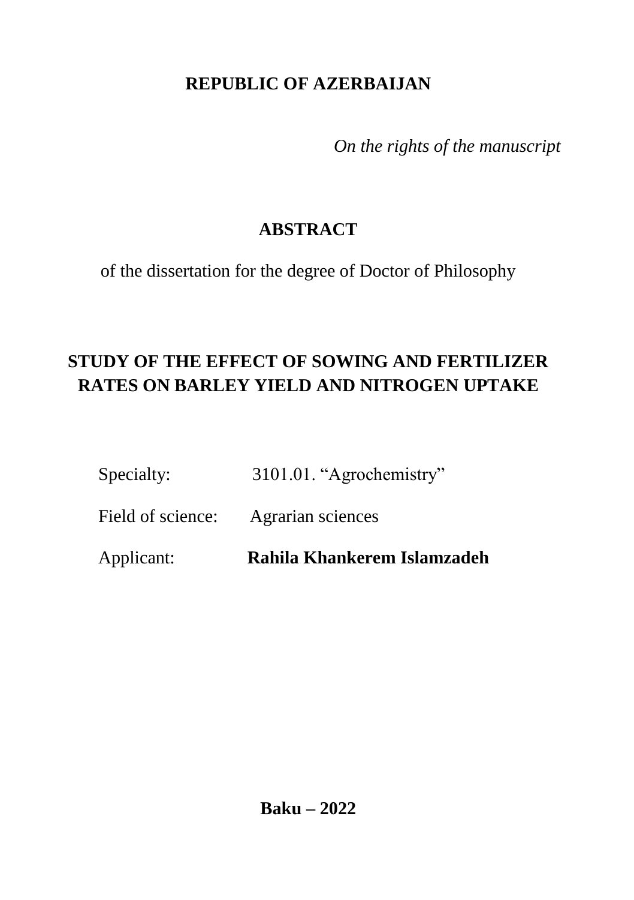**REPUBLIC OF AZERBAIJAN**

*On the rights of the manuscript*

# ABSTRACT

of the dissertation for the degree of Doctor of Philosophy

## STUDY OF THE EFFECT OF SOWING AND FERTILIZER RATES ON BARLEY YIELD AND NITROGEN UPTAKE

Specialty: 3101.01. “Agrochemistry”

Field of science: Agrarian sciences

Applicant: **Rahila Khankerem Islamzadeh**

**Baku – 2022**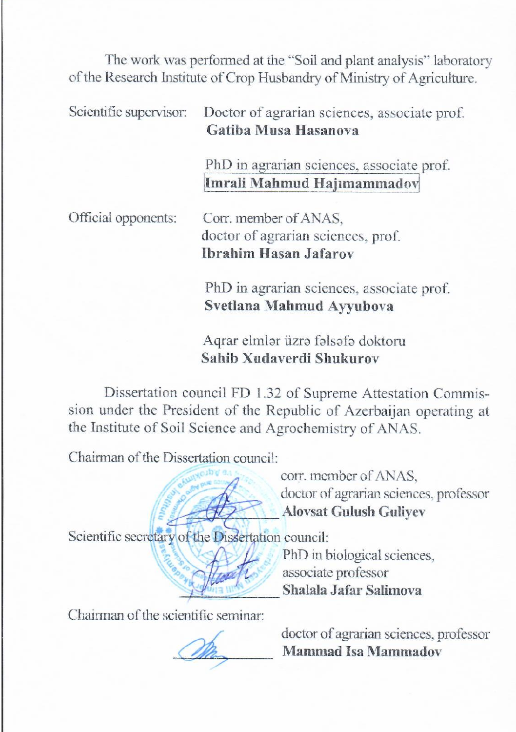The work was performed at the "Soil and plant analysis" laboratory of the Research Institute of Crop Husbandry of Ministry of Agriculture.

Scientific supervisor: Doctor of agrarian sciences, associate prof.
**Gatiba Musa Hasanova**

PhD in agrarian sciences, associate prof.
**Imrali Mahmud Hajımammadov**

Official opponents: Corr. member of ANAS,
doctor of agrarian sciences, prof.
**Ibrahim Hasan Jafarov**

PhD in agrarian sciences, associate prof.
**Svetlana Mahmud Ayyubova**

Aqrar elmlər üzrə fəlsəfə doktoru
**Sahib Xudaverdi Shukurov**

Dissertation council FD 1.32 of Supreme Attestation Commission under the President of the Republic of Azerbaijan operating at the Institute of Soil Science and Agrochemistry of ANAS.

Chairman of the Dissertation council:

corr. member of ANAS,
doctor of agrarian sciences, professor
**Alovsat Gulush Guliyev**

Scientific secretary of the Dissertation council:

PhD in biological sciences,
associate professor
**Shalala Jafar Salimova**

Chairman of the scientific seminar:

doctor of agrarian sciences, professor
**Mammad Isa Mammadov**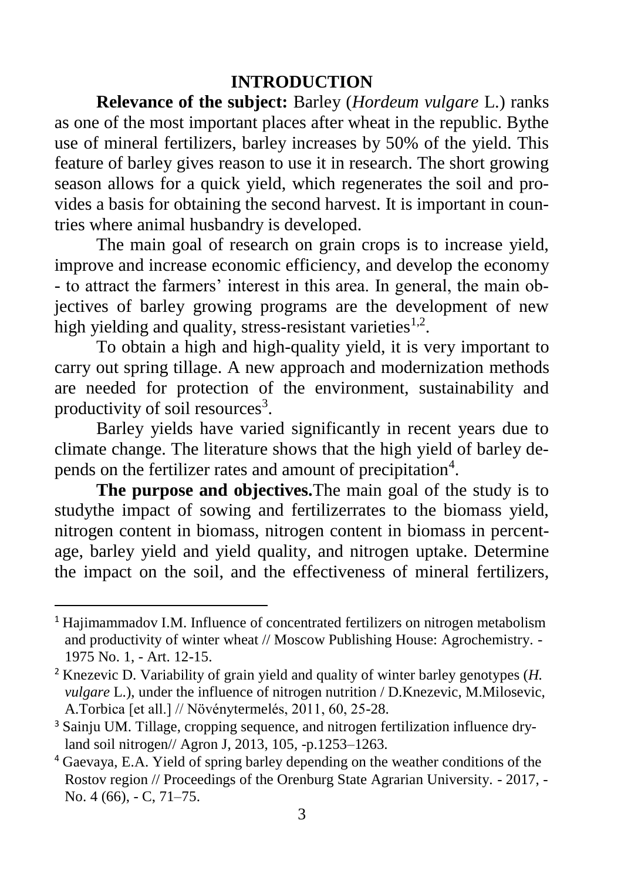# INTRODUCTION

**Relevance of the subject:** Barley (*Hordeum vulgare* L.) ranks as one of the most important places after wheat in the republic. Bythe use of mineral fertilizers, barley increases by 50% of the yield. This feature of barley gives reason to use it in research. The short growing season allows for a quick yield, which regenerates the soil and provides a basis for obtaining the second harvest. It is important in countries where animal husbandry is developed.

The main goal of research on grain crops is to increase yield, improve and increase economic efficiency, and develop the economy - to attract the farmers' interest in this area. In general, the main objectives of barley growing programs are the development of new high yielding and quality, stress-resistant varieties[1,2].

To obtain a high and high-quality yield, it is very important to carry out spring tillage. A new approach and modernization methods are needed for protection of the environment, sustainability and productivity of soil resources[3].

Barley yields have varied significantly in recent years due to climate change. The literature shows that the high yield of barley depends on the fertilizer rates and amount of precipitation[4].

**The purpose and objectives.**The main goal of the study is to studythe impact of sowing and fertilizerrates to the biomass yield, nitrogen content in biomass, nitrogen content in biomass in percentage, barley yield and yield quality, and nitrogen uptake. Determine the impact on the soil, and the effectiveness of mineral fertilizers,

---

[1] Hajimammadov I.M. Influence of concentrated fertilizers on nitrogen metabolism and productivity of winter wheat // Moscow Publishing House: Agrochemistry. - 1975 No. 1, - Art. 12-15.

[2] Knezevic D. Variability of grain yield and quality of winter barley genotypes (*H. vulgare* L.), under the influence of nitrogen nutrition / D.Knezevic, M.Milosevic, A.Torbica [et all.] // Növénytermelés, 2011, 60, 25-28.

[3] Sainju UM. Tillage, cropping sequence, and nitrogen fertilization influence dryland soil nitrogen// Agron J, 2013, 105, -p.1253–1263.

[4] Gaevaya, E.A. Yield of spring barley depending on the weather conditions of the Rostov region // Proceedings of the Orenburg State Agrarian University. - 2017, - No. 4 (66), - C, 71–75.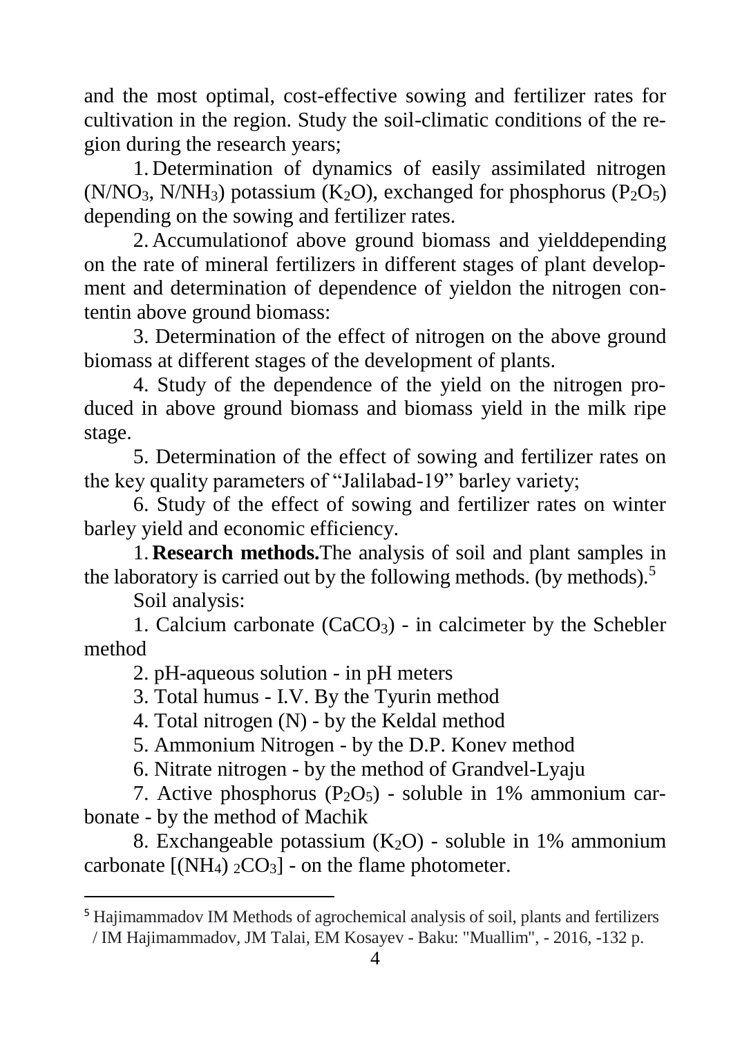and the most optimal, cost-effective sowing and fertilizer rates for cultivation in the region. Study the soil-climatic conditions of the region during the research years;

1. Determination of dynamics of easily assimilated nitrogen ($N/NO_3$, $N/NH_3$) potassium ($K_2O$), exchanged for phosphorus ($P_2O_5$) depending on the sowing and fertilizer rates.

2. Accumulationof above ground biomass and yielddepending on the rate of mineral fertilizers in different stages of plant development and determination of dependence of yieldon the nitrogen contentin above ground biomass:

3. Determination of the effect of nitrogen on the above ground biomass at different stages of the development of plants.

4. Study of the dependence of the yield on the nitrogen produced in above ground biomass and biomass yield in the milk ripe stage.

5. Determination of the effect of sowing and fertilizer rates on the key quality parameters of "Jalilabad-19" barley variety;

6. Study of the effect of sowing and fertilizer rates on winter barley yield and economic efficiency.

1. **Research methods.**The analysis of soil and plant samples in the laboratory is carried out by the following methods. (by methods).[5]

Soil analysis:

1. Calcium carbonate ($CaCO_3$) - in calcimeter by the Schebler method

2. pH-aqueous solution - in pH meters

3. Total humus - I.V. By the Tyurin method

4. Total nitrogen (N) - by the Keldal method

5. Ammonium Nitrogen - by the D.P. Konev method

6. Nitrate nitrogen - by the method of Grandvel-Lyaju

7. Active phosphorus ($P_2O_5$) - soluble in 1% ammonium carbonate - by the method of Machik

8. Exchangeable potassium ($K_2O$) - soluble in 1% ammonium carbonate [$(NH_4)_2CO_3$] - on the flame photometer.

---

[5] Hajimammadov IM Methods of agrochemical analysis of soil, plants and fertilizers / IM Hajimammadov, JM Talai, EM Kosayev - Baku: "Muallim", - 2016, -132 p.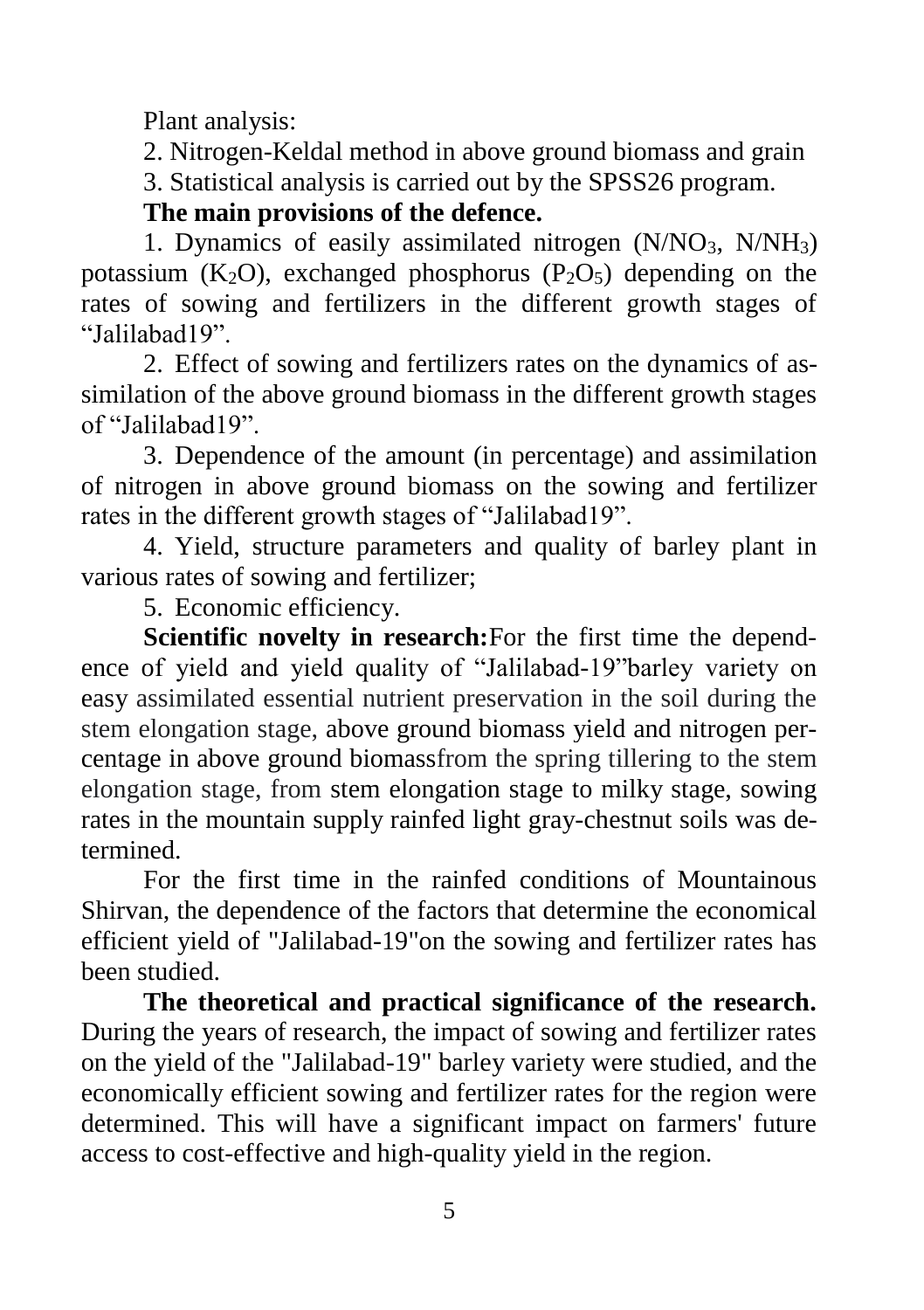Plant analysis:

2. Nitrogen-Keldal method in above ground biomass and grain

3. Statistical analysis is carried out by the SPSS26 program.

**The main provisions of the defence.**

1. Dynamics of easily assimilated nitrogen ($N/NO_3$, $N/NH_3$) potassium ($K_2O$), exchanged phosphorus ($P_2O_5$) depending on the rates of sowing and fertilizers in the different growth stages of "Jalilabad19".

2. Effect of sowing and fertilizers rates on the dynamics of assimilation of the above ground biomass in the different growth stages of "Jalilabad19".

3. Dependence of the amount (in percentage) and assimilation of nitrogen in above ground biomass on the sowing and fertilizer rates in the different growth stages of "Jalilabad19".

4. Yield, structure parameters and quality of barley plant in various rates of sowing and fertilizer;

5. Economic efficiency.

**Scientific novelty in research:**For the first time the dependence of yield and yield quality of "Jalilabad-19"barley variety on easy assimilated essential nutrient preservation in the soil during the stem elongation stage, above ground biomass yield and nitrogen percentage in above ground biomassfrom the spring tillering to the stem elongation stage, from stem elongation stage to milky stage, sowing rates in the mountain supply rainfed light gray-chestnut soils was determined.

For the first time in the rainfed conditions of Mountainous Shirvan, the dependence of the factors that determine the economical efficient yield of "Jalilabad-19"on the sowing and fertilizer rates has been studied.

**The theoretical and practical significance of the research.** During the years of research, the impact of sowing and fertilizer rates on the yield of the "Jalilabad-19" barley variety were studied, and the economically efficient sowing and fertilizer rates for the region were determined. This will have a significant impact on farmers' future access to cost-effective and high-quality yield in the region.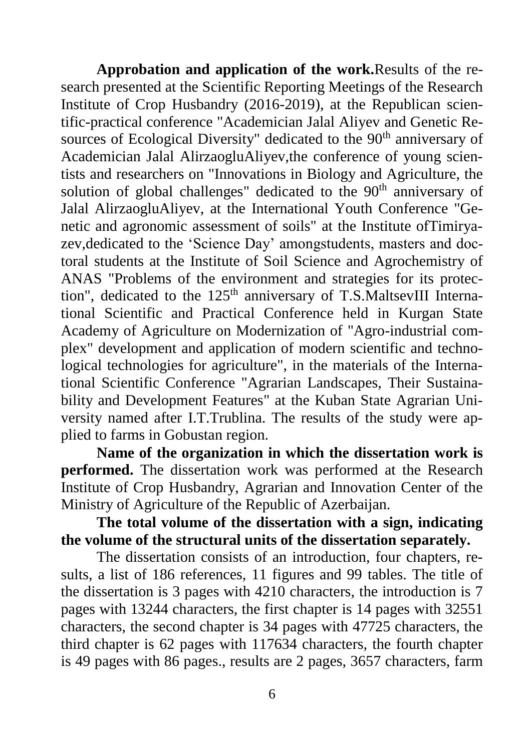**Approbation and application of the work.**Results of the research presented at the Scientific Reporting Meetings of the Research Institute of Crop Husbandry (2016-2019), at the Republican scientific-practical conference "Academician Jalal Aliyev and Genetic Resources of Ecological Diversity" dedicated to the 90$^{th}$ anniversary of Academician Jalal AlirzaogluAliyev,the conference of young scientists and researchers on "Innovations in Biology and Agriculture, the solution of global challenges" dedicated to the 90$^{th}$ anniversary of Jalal AlirzaogluAliyev, at the International Youth Conference "Genetic and agronomic assessment of soils" at the Institute ofTimiryazev,dedicated to the 'Science Day' amongstudents, masters and doctoral students at the Institute of Soil Science and Agrochemistry of ANAS "Problems of the environment and strategies for its protection", dedicated to the 125$^{th}$ anniversary of T.S.MaltsevIII International Scientific and Practical Conference held in Kurgan State Academy of Agriculture on Modernization of "Agro-industrial complex" development and application of modern scientific and technological technologies for agriculture", in the materials of the International Scientific Conference "Agrarian Landscapes, Their Sustainability and Development Features" at the Kuban State Agrarian University named after I.T.Trublina. The results of the study were applied to farms in Gobustan region.

**Name of the organization in which the dissertation work is performed.** The dissertation work was performed at the Research Institute of Crop Husbandry, Agrarian and Innovation Center of the Ministry of Agriculture of the Republic of Azerbaijan.

**The total volume of the dissertation with a sign, indicating the volume of the structural units of the dissertation separately.**

The dissertation consists of an introduction, four chapters, results, a list of 186 references, 11 figures and 99 tables. The title of the dissertation is 3 pages with 4210 characters, the introduction is 7 pages with 13244 characters, the first chapter is 14 pages with 32551 characters, the second chapter is 34 pages with 47725 characters, the third chapter is 62 pages with 117634 characters, the fourth chapter is 49 pages with 86 pages., results are 2 pages, 3657 characters, farm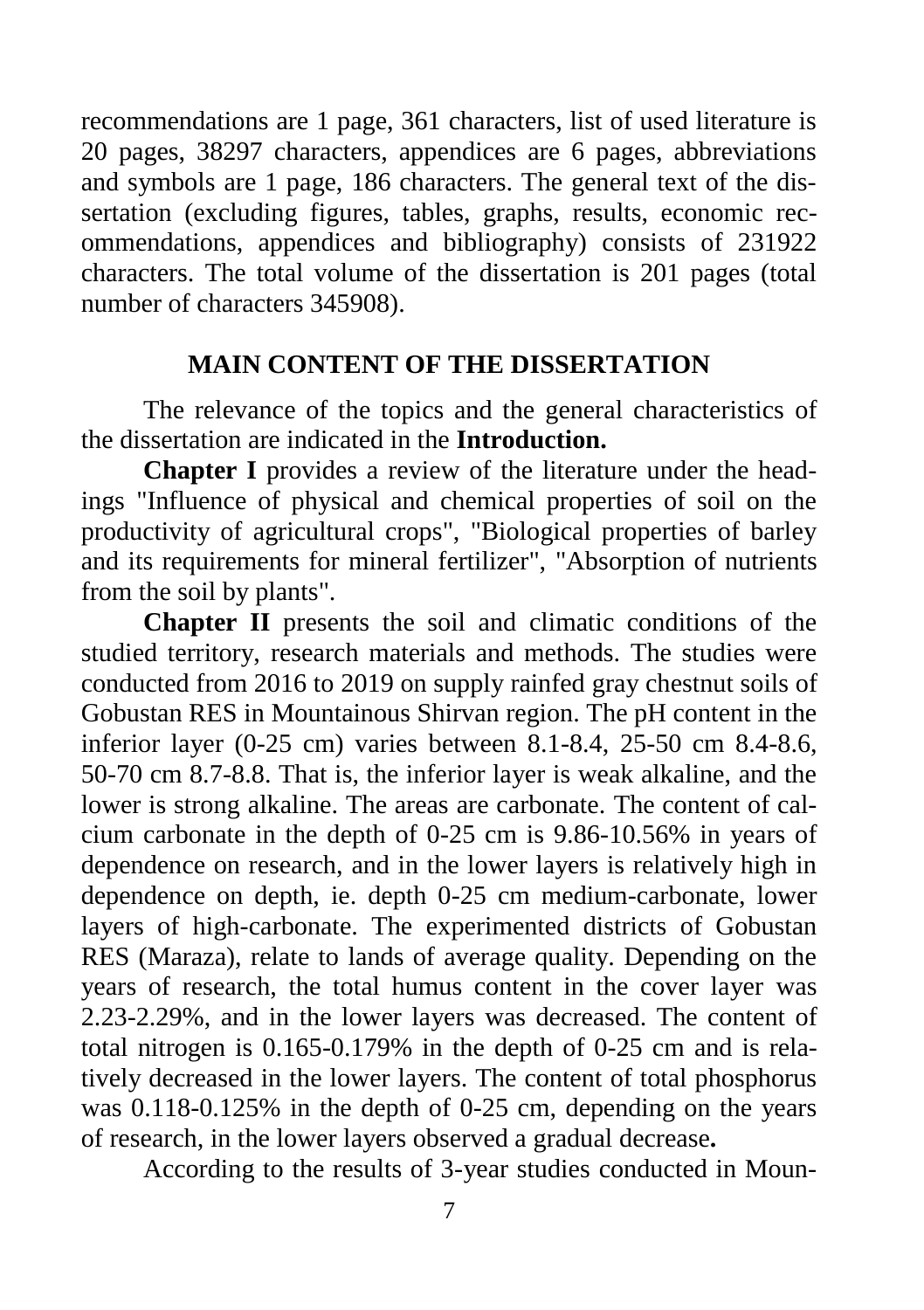recommendations are 1 page, 361 characters, list of used literature is 20 pages, 38297 characters, appendices are 6 pages, abbreviations and symbols are 1 page, 186 characters. The general text of the dissertation (excluding figures, tables, graphs, results, economic recommendations, appendices and bibliography) consists of 231922 characters. The total volume of the dissertation is 201 pages (total number of characters 345908).

## MAIN CONTENT OF THE DISSERTATION

The relevance of the topics and the general characteristics of the dissertation are indicated in the **Introduction.**

**Chapter I** provides a review of the literature under the headings "Influence of physical and chemical properties of soil on the productivity of agricultural crops", "Biological properties of barley and its requirements for mineral fertilizer", "Absorption of nutrients from the soil by plants".

**Chapter II** presents the soil and climatic conditions of the studied territory, research materials and methods. The studies were conducted from 2016 to 2019 on supply rainfed gray chestnut soils of Gobustan RES in Mountainous Shirvan region. The pH content in the inferior layer (0-25 cm) varies between 8.1-8.4, 25-50 cm 8.4-8.6, 50-70 cm 8.7-8.8. That is, the inferior layer is weak alkaline, and the lower is strong alkaline. The areas are carbonate. The content of calcium carbonate in the depth of 0-25 cm is 9.86-10.56% in years of dependence on research, and in the lower layers is relatively high in dependence on depth, ie. depth 0-25 cm medium-carbonate, lower layers of high-carbonate. The experimented districts of Gobustan RES (Maraza), relate to lands of average quality. Depending on the years of research, the total humus content in the cover layer was 2.23-2.29%, and in the lower layers was decreased. The content of total nitrogen is 0.165-0.179% in the depth of 0-25 cm and is relatively decreased in the lower layers. The content of total phosphorus was 0.118-0.125% in the depth of 0-25 cm, depending on the years of research, in the lower layers observed a gradual decrease**.**

According to the results of 3-year studies conducted in Moun-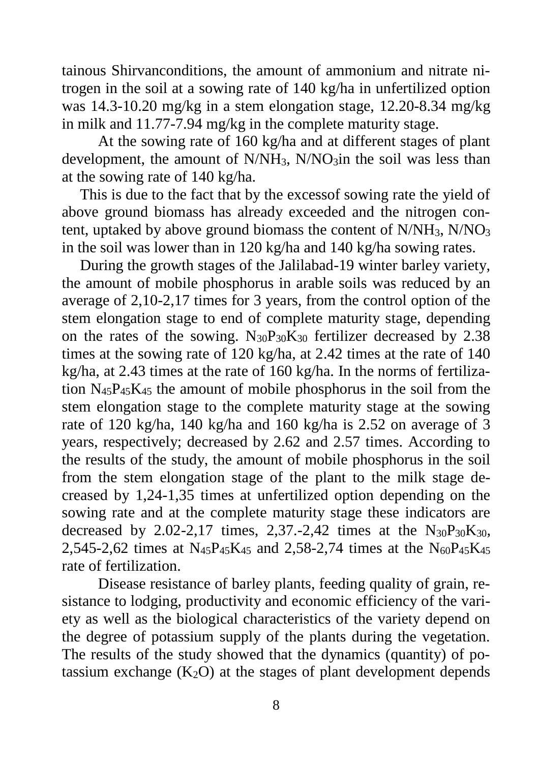tainous Shirvanconditions, the amount of ammonium and nitrate nitrogen in the soil at a sowing rate of 140 kg/ha in unfertilized option was 14.3-10.20 mg/kg in a stem elongation stage, 12.20-8.34 mg/kg in milk and 11.77-7.94 mg/kg in the complete maturity stage.

At the sowing rate of 160 kg/ha and at different stages of plant development, the amount of $N/NH_3$, $N/NO_3$in the soil was less than at the sowing rate of 140 kg/ha.

This is due to the fact that by the excessof sowing rate the yield of above ground biomass has already exceeded and the nitrogen content, uptaked by above ground biomass the content of $N/NH_3$, $N/NO_3$ in the soil was lower than in 120 kg/ha and 140 kg/ha sowing rates.

During the growth stages of the Jalilabad-19 winter barley variety, the amount of mobile phosphorus in arable soils was reduced by an average of 2,10-2,17 times for 3 years, from the control option of the stem elongation stage to end of complete maturity stage, depending on the rates of the sowing. $N_{30}P_{30}K_{30}$ fertilizer decreased by 2.38 times at the sowing rate of 120 kg/ha, at 2.42 times at the rate of 140 kg/ha, at 2.43 times at the rate of 160 kg/ha. In the norms of fertilization $N_{45}P_{45}K_{45}$ the amount of mobile phosphorus in the soil from the stem elongation stage to the complete maturity stage at the sowing rate of 120 kg/ha, 140 kg/ha and 160 kg/ha is 2.52 on average of 3 years, respectively; decreased by 2.62 and 2.57 times. According to the results of the study, the amount of mobile phosphorus in the soil from the stem elongation stage of the plant to the milk stage decreased by 1,24-1,35 times at unfertilized option depending on the sowing rate and at the complete maturity stage these indicators are decreased by 2.02-2,17 times, 2,37.-2,42 times at the $N_{30}P_{30}K_{30}$, 2,545-2,62 times at $N_{45}P_{45}K_{45}$ and 2,58-2,74 times at the $N_{60}P_{45}K_{45}$ rate of fertilization.

Disease resistance of barley plants, feeding quality of grain, resistance to lodging, productivity and economic efficiency of the variety as well as the biological characteristics of the variety depend on the degree of potassium supply of the plants during the vegetation. The results of the study showed that the dynamics (quantity) of potassium exchange ($K_2O$) at the stages of plant development depends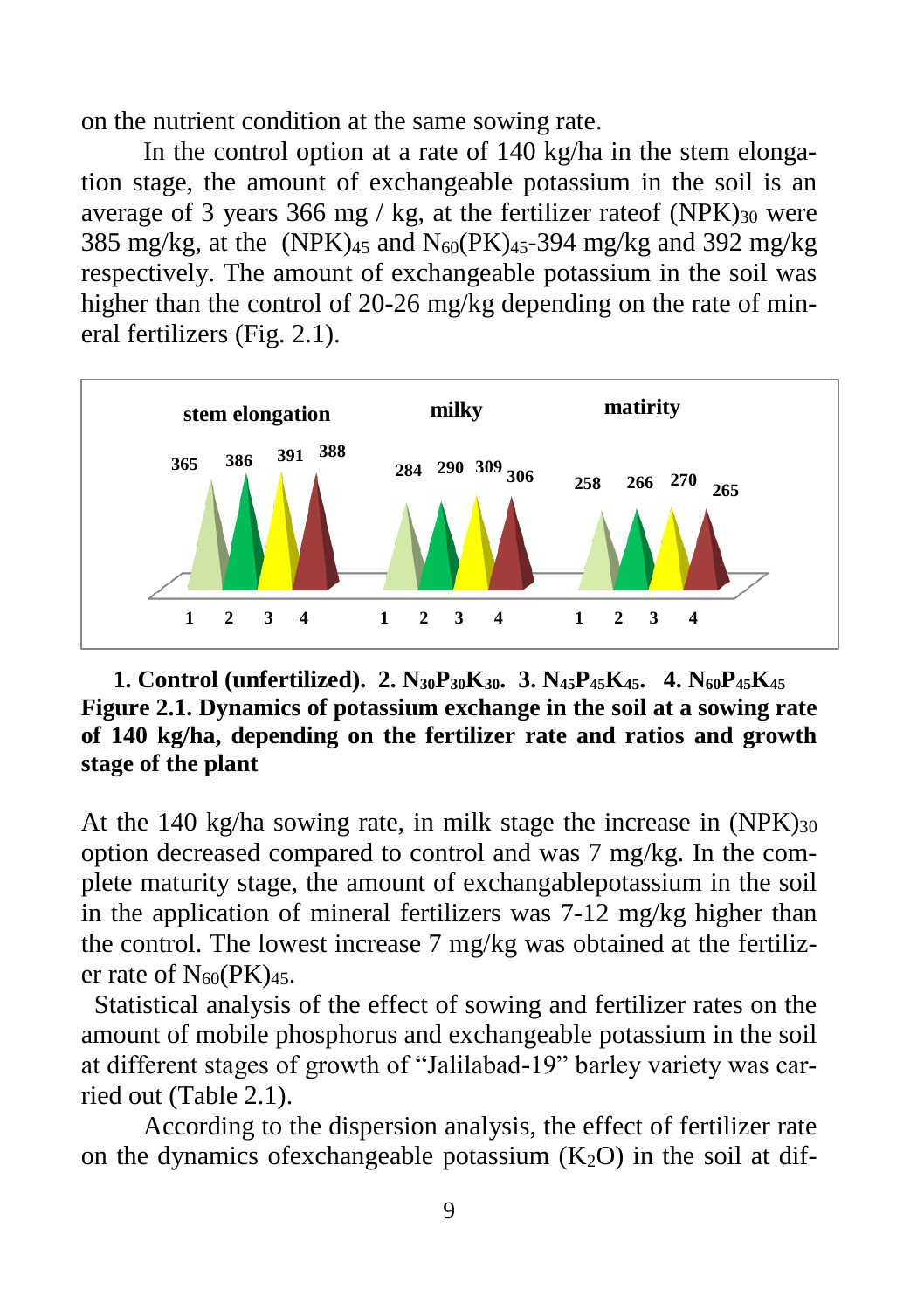on the nutrient condition at the same sowing rate.

In the control option at a rate of 140 kg/ha in the stem elongation stage, the amount of exchangeable potassium in the soil is an average of 3 years 366 mg / kg, at the fertilizer rateof $(NPK)_{30}$ were 385 mg/kg, at the $(NPK)_{45}$ and $N_{60}(PK)_{45}$-394 mg/kg and 392 mg/kg respectively. The amount of exchangeable potassium in the soil was higher than the control of 20-26 mg/kg depending on the rate of mineral fertilizers (Fig. 2.1).

**1. Control (unfertilized). 2. $N_{30}P_{30}K_{30}$. 3. $N_{45}P_{45}K_{45}$. 4. $N_{60}P_{45}K_{45}$**

**Figure 2.1. Dynamics of potassium exchange in the soil at a sowing rate of 140 kg/ha, depending on the fertilizer rate and ratios and growth stage of the plant**

At the 140 kg/ha sowing rate, in milk stage the increase in $(NPK)_{30}$ option decreased compared to control and was 7 mg/kg. In the complete maturity stage, the amount of exchangablepotassium in the soil in the application of mineral fertilizers was 7-12 mg/kg higher than the control. The lowest increase 7 mg/kg was obtained at the fertilizer rate of $N_{60}(PK)_{45}$.

Statistical analysis of the effect of sowing and fertilizer rates on the amount of mobile phosphorus and exchangeable potassium in the soil at different stages of growth of "Jalilabad-19" barley variety was carried out (Table 2.1).

According to the dispersion analysis, the effect of fertilizer rate on the dynamics ofexchangeable potassium ($K_2O$) in the soil at dif-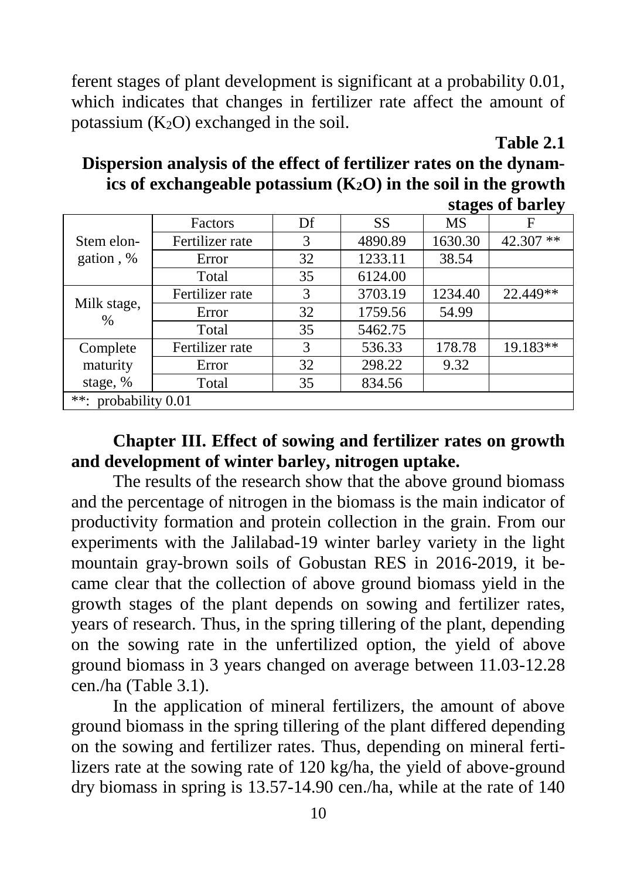ferent stages of plant development is significant at a probability 0.01, which indicates that changes in fertilizer rate affect the amount of potassium ($K_2O$) exchanged in the soil.

**Table 2.1**

**Dispersion analysis of the effect of fertilizer rates on the dynamics of exchangeable potassium ($K_2O$) in the soil in the growth stages of barley**

| | Factors | Df | SS | MS | F |
|---|---|---|---|---|---|
| Stem elongation , % | Fertilizer rate | 3 | 4890.89 | 1630.30 | 42.307 ** |
| | Error | 32 | 1233.11 | 38.54 | |
| | Total | 35 | 6124.00 | | |
| Milk stage, % | Fertilizer rate | 3 | 3703.19 | 1234.40 | 22.449** |
| | Error | 32 | 1759.56 | 54.99 | |
| | Total | 35 | 5462.75 | | |
| Complete maturity stage, % | Fertilizer rate | 3 | 536.33 | 178.78 | 19.183** |
| | Error | 32 | 298.22 | 9.32 | |
| | Total | 35 | 834.56 | | |
| **: probability 0.01 | | | | | |

## Chapter III. Effect of sowing and fertilizer rates on growth and development of winter barley, nitrogen uptake.

The results of the research show that the above ground biomass and the percentage of nitrogen in the biomass is the main indicator of productivity formation and protein collection in the grain. From our experiments with the Jalilabad-19 winter barley variety in the light mountain gray-brown soils of Gobustan RES in 2016-2019, it became clear that the collection of above ground biomass yield in the growth stages of the plant depends on sowing and fertilizer rates, years of research. Thus, in the spring tillering of the plant, depending on the sowing rate in the unfertilized option, the yield of above ground biomass in 3 years changed on average between 11.03-12.28 cen./ha (Table 3.1).

In the application of mineral fertilizers, the amount of above ground biomass in the spring tillering of the plant differed depending on the sowing and fertilizer rates. Thus, depending on mineral fertilizers rate at the sowing rate of 120 kg/ha, the yield of above-ground dry biomass in spring is 13.57-14.90 cen./ha, while at the rate of 140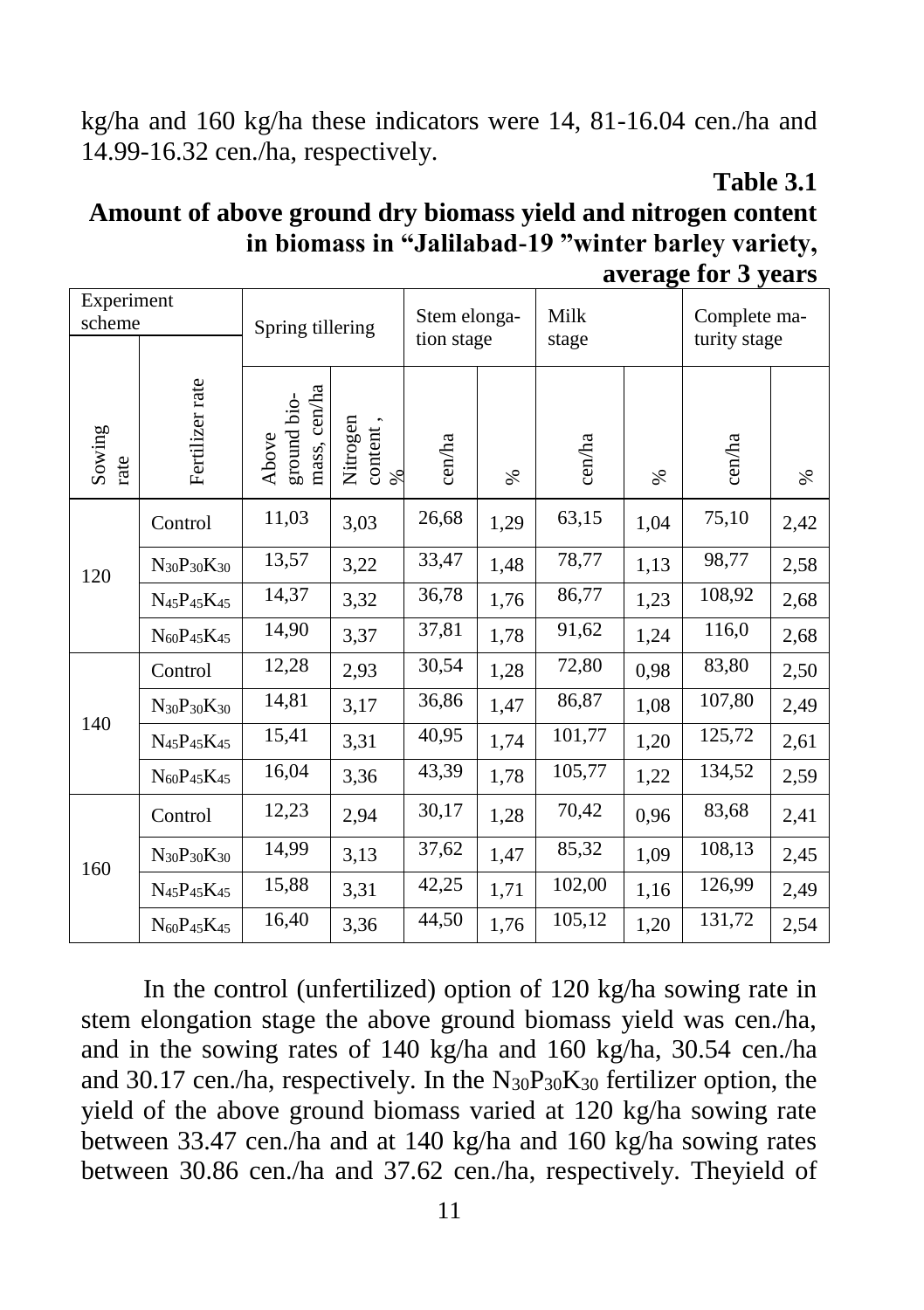kg/ha and 160 kg/ha these indicators were 14, 81-16.04 cen./ha and 14.99-16.32 cen./ha, respectively.

**Table 3.1**

**Amount of above ground dry biomass yield and nitrogen content in biomass in "Jalilabad-19 "winter barley variety, average for 3 years**

| Experiment scheme | | Spring tillering | | Stem elongation stage | | Milk stage | | Complete maturity stage | |
|---|---|---|---|---|---|---|---|---|---|
| Sowing rate | Fertilizer rate | Above ground biomass, cen/ha | Nitrogen content , % | cen/ha | % | cen/ha | % | cen/ha | % |
| 120 | Control | 11,03 | 3,03 | 26,68 | 1,29 | 63,15 | 1,04 | 75,10 | 2,42 |
| | $N_{30}P_{30}K_{30}$ | 13,57 | 3,22 | 33,47 | 1,48 | 78,77 | 1,13 | 98,77 | 2,58 |
| | $N_{45}P_{45}K_{45}$ | 14,37 | 3,32 | 36,78 | 1,76 | 86,77 | 1,23 | 108,92 | 2,68 |
| | $N_{60}P_{45}K_{45}$ | 14,90 | 3,37 | 37,81 | 1,78 | 91,62 | 1,24 | 116,0 | 2,68 |
| 140 | Control | 12,28 | 2,93 | 30,54 | 1,28 | 72,80 | 0,98 | 83,80 | 2,50 |
| | $N_{30}P_{30}K_{30}$ | 14,81 | 3,17 | 36,86 | 1,47 | 86,87 | 1,08 | 107,80 | 2,49 |
| | $N_{45}P_{45}K_{45}$ | 15,41 | 3,31 | 40,95 | 1,74 | 101,77 | 1,20 | 125,72 | 2,61 |
| | $N_{60}P_{45}K_{45}$ | 16,04 | 3,36 | 43,39 | 1,78 | 105,77 | 1,22 | 134,52 | 2,59 |
| 160 | Control | 12,23 | 2,94 | 30,17 | 1,28 | 70,42 | 0,96 | 83,68 | 2,41 |
| | $N_{30}P_{30}K_{30}$ | 14,99 | 3,13 | 37,62 | 1,47 | 85,32 | 1,09 | 108,13 | 2,45 |
| | $N_{45}P_{45}K_{45}$ | 15,88 | 3,31 | 42,25 | 1,71 | 102,00 | 1,16 | 126,99 | 2,49 |
| | $N_{60}P_{45}K_{45}$ | 16,40 | 3,36 | 44,50 | 1,76 | 105,12 | 1,20 | 131,72 | 2,54 |

In the control (unfertilized) option of 120 kg/ha sowing rate in stem elongation stage the above ground biomass yield was cen./ha, and in the sowing rates of 140 kg/ha and 160 kg/ha, 30.54 cen./ha and 30.17 cen./ha, respectively. In the $N_{30}P_{30}K_{30}$ fertilizer option, the yield of the above ground biomass varied at 120 kg/ha sowing rate between 33.47 cen./ha and at 140 kg/ha and 160 kg/ha sowing rates between 30.86 cen./ha and 37.62 cen./ha, respectively. Theyield of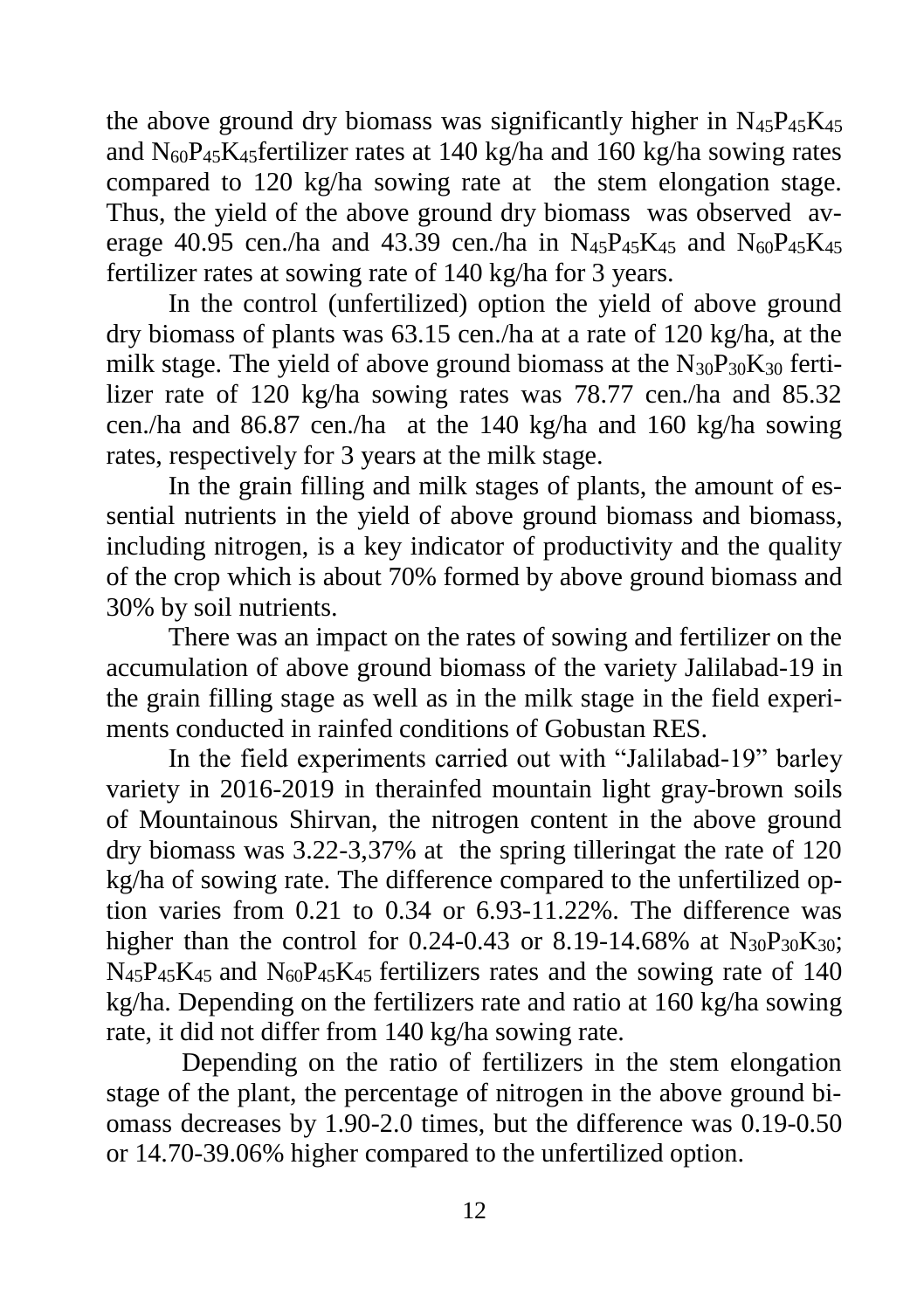the above ground dry biomass was significantly higher in $N_{45}P_{45}K_{45}$ and $N_{60}P_{45}K_{45}$fertilizer rates at 140 kg/ha and 160 kg/ha sowing rates compared to 120 kg/ha sowing rate at the stem elongation stage. Thus, the yield of the above ground dry biomass was observed average 40.95 cen./ha and 43.39 cen./ha in $N_{45}P_{45}K_{45}$ and $N_{60}P_{45}K_{45}$ fertilizer rates at sowing rate of 140 kg/ha for 3 years.

In the control (unfertilized) option the yield of above ground dry biomass of plants was 63.15 cen./ha at a rate of 120 kg/ha, at the milk stage. The yield of above ground biomass at the $N_{30}P_{30}K_{30}$ fertilizer rate of 120 kg/ha sowing rates was 78.77 cen./ha and 85.32 cen./ha and 86.87 cen./ha at the 140 kg/ha and 160 kg/ha sowing rates, respectively for 3 years at the milk stage.

In the grain filling and milk stages of plants, the amount of essential nutrients in the yield of above ground biomass and biomass, including nitrogen, is a key indicator of productivity and the quality of the crop which is about 70% formed by above ground biomass and 30% by soil nutrients.

There was an impact on the rates of sowing and fertilizer on the accumulation of above ground biomass of the variety Jalilabad-19 in the grain filling stage as well as in the milk stage in the field experiments conducted in rainfed conditions of Gobustan RES.

In the field experiments carried out with "Jalilabad-19" barley variety in 2016-2019 in therainfed mountain light gray-brown soils of Mountainous Shirvan, the nitrogen content in the above ground dry biomass was 3.22-3,37% at the spring tilleringat the rate of 120 kg/ha of sowing rate. The difference compared to the unfertilized option varies from 0.21 to 0.34 or 6.93-11.22%. The difference was higher than the control for 0.24-0.43 or 8.19-14.68% at $N_{30}P_{30}K_{30}$; $N_{45}P_{45}K_{45}$ and $N_{60}P_{45}K_{45}$ fertilizers rates and the sowing rate of 140 kg/ha. Depending on the fertilizers rate and ratio at 160 kg/ha sowing rate, it did not differ from 140 kg/ha sowing rate.

Depending on the ratio of fertilizers in the stem elongation stage of the plant, the percentage of nitrogen in the above ground biomass decreases by 1.90-2.0 times, but the difference was 0.19-0.50 or 14.70-39.06% higher compared to the unfertilized option.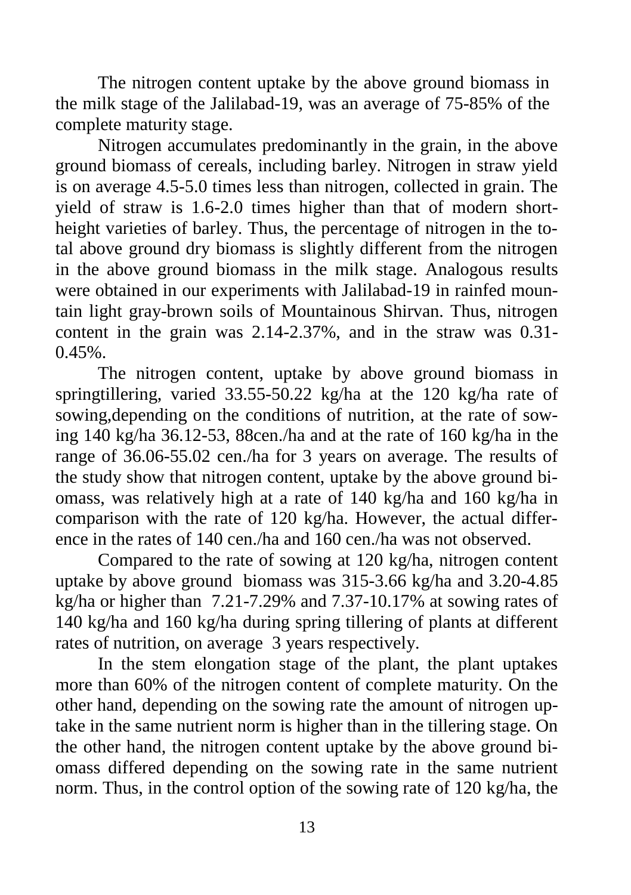The nitrogen content uptake by the above ground biomass in the milk stage of the Jalilabad-19, was an average of 75-85% of the complete maturity stage.

Nitrogen accumulates predominantly in the grain, in the above ground biomass of cereals, including barley. Nitrogen in straw yield is on average 4.5-5.0 times less than nitrogen, collected in grain. The yield of straw is 1.6-2.0 times higher than that of modern short-height varieties of barley. Thus, the percentage of nitrogen in the total above ground dry biomass is slightly different from the nitrogen in the above ground biomass in the milk stage. Analogous results were obtained in our experiments with Jalilabad-19 in rainfed mountain light gray-brown soils of Mountainous Shirvan. Thus, nitrogen content in the grain was 2.14-2.37%, and in the straw was 0.31-0.45%.

The nitrogen content, uptake by above ground biomass in springtillering, varied 33.55-50.22 kg/ha at the 120 kg/ha rate of sowing,depending on the conditions of nutrition, at the rate of sowing 140 kg/ha 36.12-53, 88cen./ha and at the rate of 160 kg/ha in the range of 36.06-55.02 cen./ha for 3 years on average. The results of the study show that nitrogen content, uptake by the above ground biomass, was relatively high at a rate of 140 kg/ha and 160 kg/ha in comparison with the rate of 120 kg/ha. However, the actual difference in the rates of 140 cen./ha and 160 cen./ha was not observed.

Compared to the rate of sowing at 120 kg/ha, nitrogen content uptake by above ground biomass was 315-3.66 kg/ha and 3.20-4.85 kg/ha or higher than 7.21-7.29% and 7.37-10.17% at sowing rates of 140 kg/ha and 160 kg/ha during spring tillering of plants at different rates of nutrition, on average 3 years respectively.

In the stem elongation stage of the plant, the plant uptakes more than 60% of the nitrogen content of complete maturity. On the other hand, depending on the sowing rate the amount of nitrogen uptake in the same nutrient norm is higher than in the tillering stage. On the other hand, the nitrogen content uptake by the above ground biomass differed depending on the sowing rate in the same nutrient norm. Thus, in the control option of the sowing rate of 120 kg/ha, the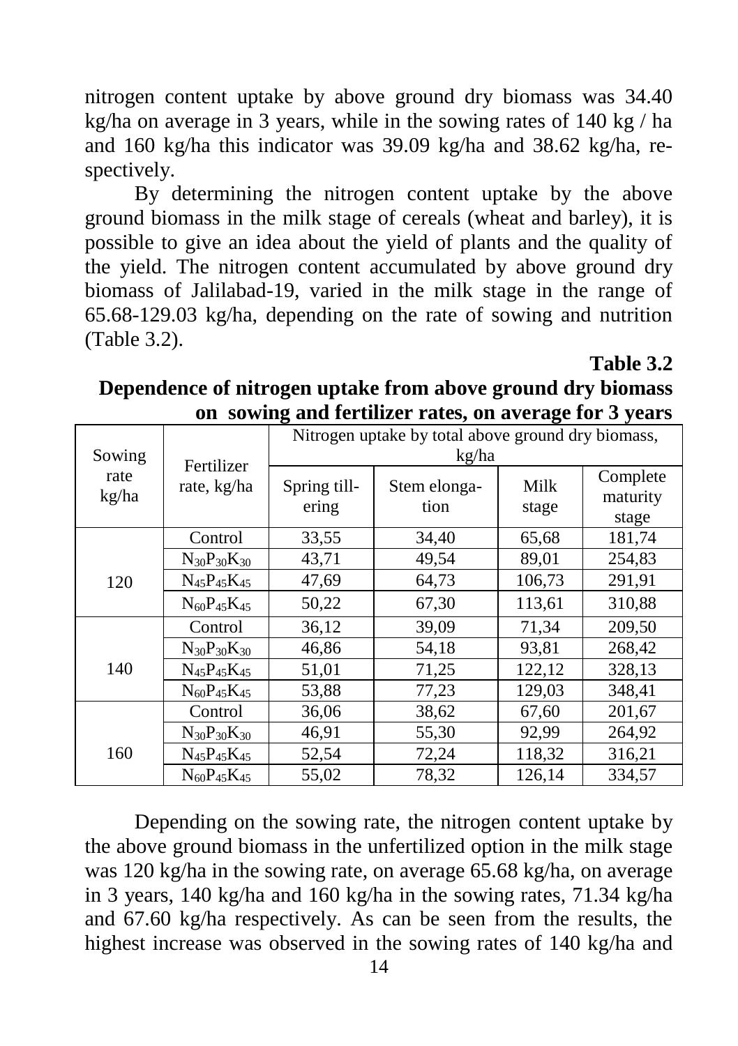nitrogen content uptake by above ground dry biomass was 34.40 kg/ha on average in 3 years, while in the sowing rates of 140 kg / ha and 160 kg/ha this indicator was 39.09 kg/ha and 38.62 kg/ha, respectively.

By determining the nitrogen content uptake by the above ground biomass in the milk stage of cereals (wheat and barley), it is possible to give an idea about the yield of plants and the quality of the yield. The nitrogen content accumulated by above ground dry biomass of Jalilabad-19, varied in the milk stage in the range of 65.68-129.03 kg/ha, depending on the rate of sowing and nutrition (Table 3.2).

**Table 3.2**

**Dependence of nitrogen uptake from above ground dry biomass on sowing and fertilizer rates, on average for 3 years**

| Sowing rate kg/ha | Fertilizer rate, kg/ha | Nitrogen uptake by total above ground dry biomass, kg/ha | | | |
|---|---|---|---|---|---|
| | | Spring tillering | Stem elongation | Milk stage | Complete maturity stage |
| 120 | Control | 33,55 | 34,40 | 65,68 | 181,74 |
| | $N_{30}P_{30}K_{30}$ | 43,71 | 49,54 | 89,01 | 254,83 |
| | $N_{45}P_{45}K_{45}$ | 47,69 | 64,73 | 106,73 | 291,91 |
| | $N_{60}P_{45}K_{45}$ | 50,22 | 67,30 | 113,61 | 310,88 |
| 140 | Control | 36,12 | 39,09 | 71,34 | 209,50 |
| | $N_{30}P_{30}K_{30}$ | 46,86 | 54,18 | 93,81 | 268,42 |
| | $N_{45}P_{45}K_{45}$ | 51,01 | 71,25 | 122,12 | 328,13 |
| | $N_{60}P_{45}K_{45}$ | 53,88 | 77,23 | 129,03 | 348,41 |
| 160 | Control | 36,06 | 38,62 | 67,60 | 201,67 |
| | $N_{30}P_{30}K_{30}$ | 46,91 | 55,30 | 92,99 | 264,92 |
| | $N_{45}P_{45}K_{45}$ | 52,54 | 72,24 | 118,32 | 316,21 |
| | $N_{60}P_{45}K_{45}$ | 55,02 | 78,32 | 126,14 | 334,57 |

Depending on the sowing rate, the nitrogen content uptake by the above ground biomass in the unfertilized option in the milk stage was 120 kg/ha in the sowing rate, on average 65.68 kg/ha, on average in 3 years, 140 kg/ha and 160 kg/ha in the sowing rates, 71.34 kg/ha and 67.60 kg/ha respectively. As can be seen from the results, the highest increase was observed in the sowing rates of 140 kg/ha and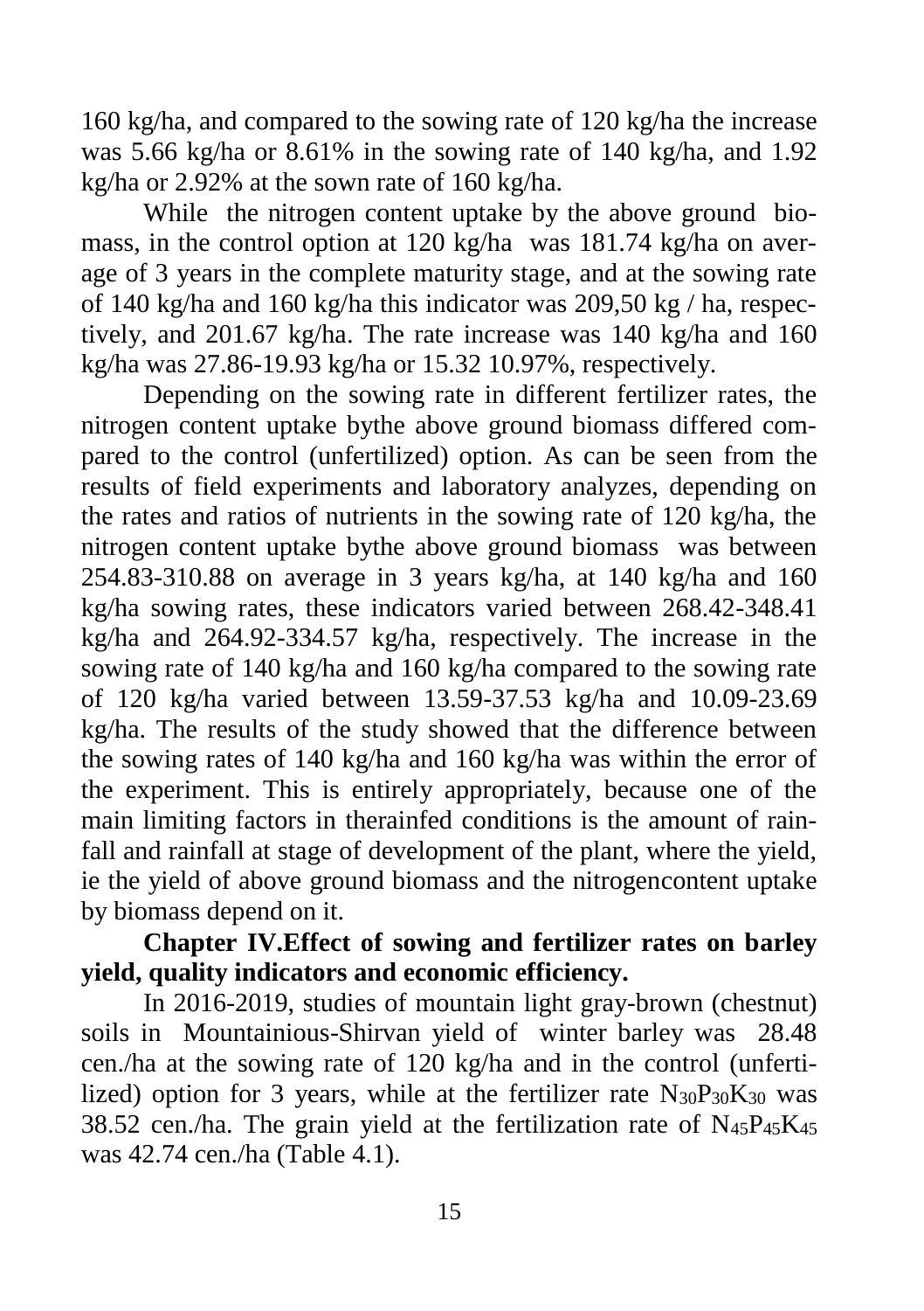160 kg/ha, and compared to the sowing rate of 120 kg/ha the increase was 5.66 kg/ha or 8.61% in the sowing rate of 140 kg/ha, and 1.92 kg/ha or 2.92% at the sown rate of 160 kg/ha.

While the nitrogen content uptake by the above ground biomass, in the control option at 120 kg/ha was 181.74 kg/ha on average of 3 years in the complete maturity stage, and at the sowing rate of 140 kg/ha and 160 kg/ha this indicator was 209,50 kg / ha, respectively, and 201.67 kg/ha. The rate increase was 140 kg/ha and 160 kg/ha was 27.86-19.93 kg/ha or 15.32 10.97%, respectively.

Depending on the sowing rate in different fertilizer rates, the nitrogen content uptake bythe above ground biomass differed compared to the control (unfertilized) option. As can be seen from the results of field experiments and laboratory analyzes, depending on the rates and ratios of nutrients in the sowing rate of 120 kg/ha, the nitrogen content uptake bythe above ground biomass was between 254.83-310.88 on average in 3 years kg/ha, at 140 kg/ha and 160 kg/ha sowing rates, these indicators varied between 268.42-348.41 kg/ha and 264.92-334.57 kg/ha, respectively. The increase in the sowing rate of 140 kg/ha and 160 kg/ha compared to the sowing rate of 120 kg/ha varied between 13.59-37.53 kg/ha and 10.09-23.69 kg/ha. The results of the study showed that the difference between the sowing rates of 140 kg/ha and 160 kg/ha was within the error of the experiment. This is entirely appropriately, because one of the main limiting factors in therainfed conditions is the amount of rainfall and rainfall at stage of development of the plant, where the yield, ie the yield of above ground biomass and the nitrogencontent uptake by biomass depend on it.

## Chapter IV.Effect of sowing and fertilizer rates on barley yield, quality indicators and economic efficiency.

In 2016-2019, studies of mountain light gray-brown (chestnut) soils in Mountainious-Shirvan yield of winter barley was 28.48 cen./ha at the sowing rate of 120 kg/ha and in the control (unfertilized) option for 3 years, while at the fertilizer rate $N_{30}P_{30}K_{30}$ was 38.52 cen./ha. The grain yield at the fertilization rate of $N_{45}P_{45}K_{45}$ was 42.74 cen./ha (Table 4.1).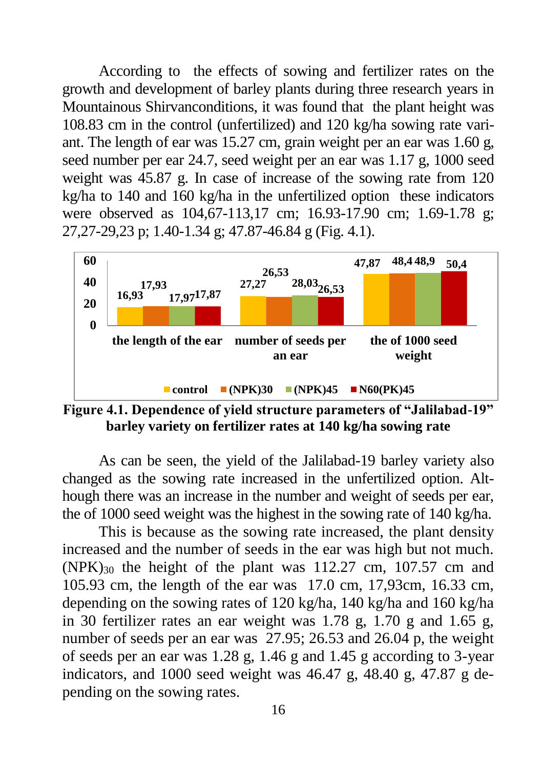According to the effects of sowing and fertilizer rates on the growth and development of barley plants during three research years in Mountainous Shirvanconditions, it was found that the plant height was 108.83 cm in the control (unfertilized) and 120 kg/ha sowing rate variant. The length of ear was 15.27 cm, grain weight per an ear was 1.60 g, seed number per ear 24.7, seed weight per an ear was 1.17 g, 1000 seed weight was 45.87 g. In case of increase of the sowing rate from 120 kg/ha to 140 and 160 kg/ha in the unfertilized option these indicators were observed as 104,67-113,17 cm; 16.93-17.90 cm; 1.69-1.78 g; 27,27-29,23 p; 1.40-1.34 g; 47.87-46.84 g (Fig. 4.1).

| | control | (NPK)30 | (NPK)45 | N60(PK)45 |
|---|---|---|---|---|
| the length of the ear | 16,93 | 17,93 | 17,97 | 17,87 |
| number of seeds per an ear | 27,27 | 26,53 | 28,03 | 26,53 |
| the of 1000 seed weight | 47,87 | 48,4 | 48,9 | 50,4 |

**Figure 4.1. Dependence of yield structure parameters of "Jalilabad-19" barley variety on fertilizer rates at 140 kg/ha sowing rate**

As can be seen, the yield of the Jalilabad-19 barley variety also changed as the sowing rate increased in the unfertilized option. Although there was an increase in the number and weight of seeds per ear, the of 1000 seed weight was the highest in the sowing rate of 140 kg/ha.

This is because as the sowing rate increased, the plant density increased and the number of seeds in the ear was high but not much. $(NPK)_{30}$ the height of the plant was 112.27 cm, 107.57 cm and 105.93 cm, the length of the ear was 17.0 cm, 17,93cm, 16.33 cm, depending on the sowing rates of 120 kg/ha, 140 kg/ha and 160 kg/ha in 30 fertilizer rates an ear weight was 1.78 g, 1.70 g and 1.65 g, number of seeds per an ear was 27.95; 26.53 and 26.04 p, the weight of seeds per an ear was 1.28 g, 1.46 g and 1.45 g according to 3-year indicators, and 1000 seed weight was 46.47 g, 48.40 g, 47.87 g depending on the sowing rates.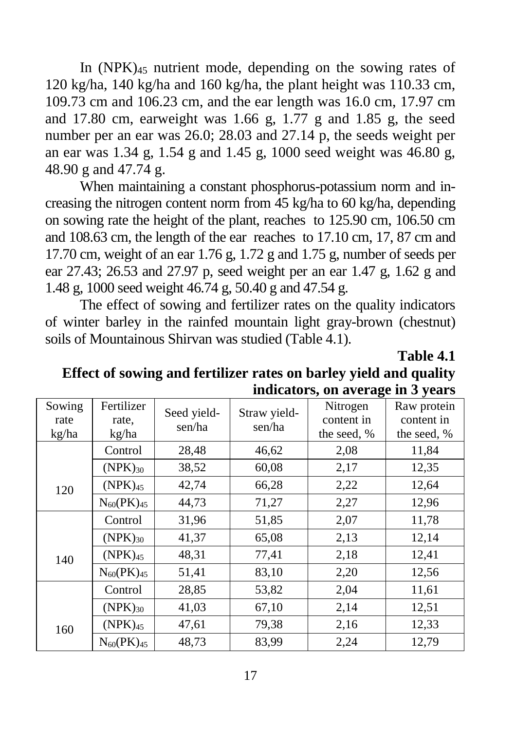In $(NPK)_{45}$ nutrient mode, depending on the sowing rates of 120 kg/ha, 140 kg/ha and 160 kg/ha, the plant height was 110.33 cm, 109.73 cm and 106.23 cm, and the ear length was 16.0 cm, 17.97 cm and 17.80 cm, earweight was 1.66 g, 1.77 g and 1.85 g, the seed number per an ear was 26.0; 28.03 and 27.14 p, the seeds weight per an ear was 1.34 g, 1.54 g and 1.45 g, 1000 seed weight was 46.80 g, 48.90 g and 47.74 g.

When maintaining a constant phosphorus-potassium norm and increasing the nitrogen content norm from 45 kg/ha to 60 kg/ha, depending on sowing rate the height of the plant, reaches to 125.90 cm, 106.50 cm and 108.63 cm, the length of the ear reaches to 17.10 cm, 17, 87 cm and 17.70 cm, weight of an ear 1.76 g, 1.72 g and 1.75 g, number of seeds per ear 27.43; 26.53 and 27.97 p, seed weight per an ear 1.47 g, 1.62 g and 1.48 g, 1000 seed weight 46.74 g, 50.40 g and 47.54 g.

The effect of sowing and fertilizer rates on the quality indicators of winter barley in the rainfed mountain light gray-brown (chestnut) soils of Mountainous Shirvan was studied (Table 4.1).

**Table 4.1**

**Effect of sowing and fertilizer rates on barley yield and quality indicators, on average in 3 years**

| Sowing rate kg/ha | Fertilizer rate, kg/ha | Seed yield-sen/ha | Straw yield-sen/ha | Nitrogen content in the seed, % | Raw protein content in the seed, % |
|---|---|---|---|---|---|
| 120 | Control | 28,48 | 46,62 | 2,08 | 11,84 |
| | $(NPK)_{30}$ | 38,52 | 60,08 | 2,17 | 12,35 |
| | $(NPK)_{45}$ | 42,74 | 66,28 | 2,22 | 12,64 |
| | $N_{60}(PK)_{45}$ | 44,73 | 71,27 | 2,27 | 12,96 |
| 140 | Control | 31,96 | 51,85 | 2,07 | 11,78 |
| | $(NPK)_{30}$ | 41,37 | 65,08 | 2,13 | 12,14 |
| | $(NPK)_{45}$ | 48,31 | 77,41 | 2,18 | 12,41 |
| | $N_{60}(PK)_{45}$ | 51,41 | 83,10 | 2,20 | 12,56 |
| 160 | Control | 28,85 | 53,82 | 2,04 | 11,61 |
| | $(NPK)_{30}$ | 41,03 | 67,10 | 2,14 | 12,51 |
| | $(NPK)_{45}$ | 47,61 | 79,38 | 2,16 | 12,33 |
| | $N_{60}(PK)_{45}$ | 48,73 | 83,99 | 2,24 | 12,79 |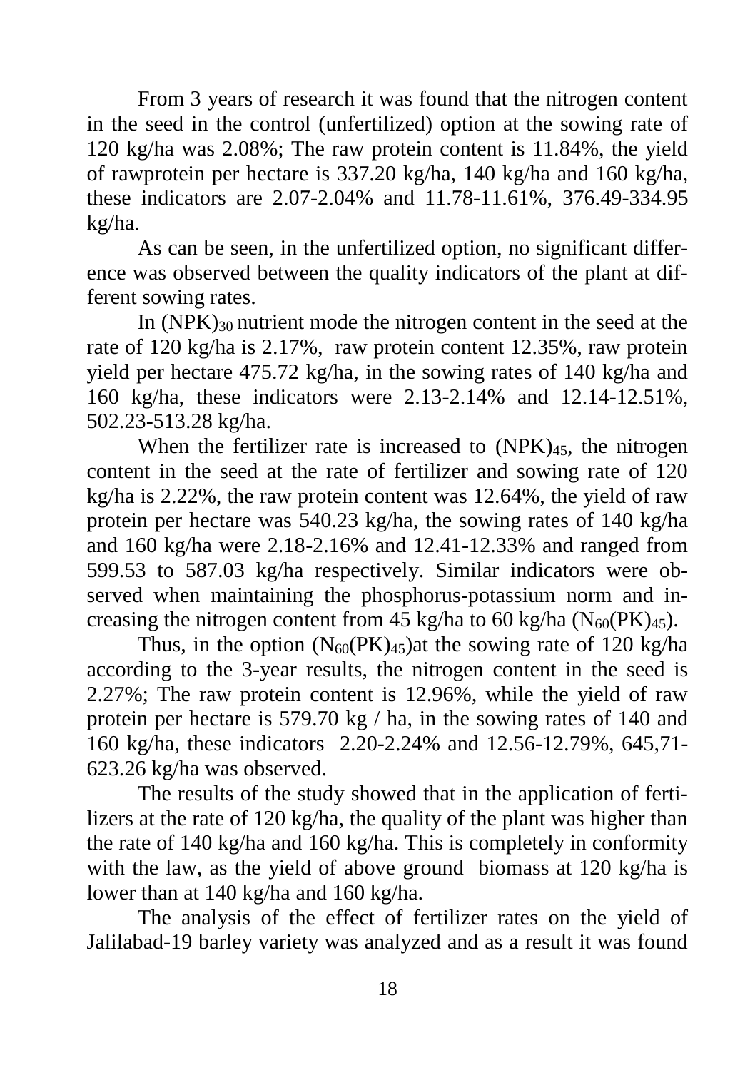From 3 years of research it was found that the nitrogen content in the seed in the control (unfertilized) option at the sowing rate of 120 kg/ha was 2.08%; The raw protein content is 11.84%, the yield of rawprotein per hectare is 337.20 kg/ha, 140 kg/ha and 160 kg/ha, these indicators are 2.07-2.04% and 11.78-11.61%, 376.49-334.95 kg/ha.

As can be seen, in the unfertilized option, no significant difference was observed between the quality indicators of the plant at different sowing rates.

In $(NPK)_{30}$ nutrient mode the nitrogen content in the seed at the rate of 120 kg/ha is 2.17%, raw protein content 12.35%, raw protein yield per hectare 475.72 kg/ha, in the sowing rates of 140 kg/ha and 160 kg/ha, these indicators were 2.13-2.14% and 12.14-12.51%, 502.23-513.28 kg/ha.

When the fertilizer rate is increased to $(NPK)_{45}$, the nitrogen content in the seed at the rate of fertilizer and sowing rate of 120 kg/ha is 2.22%, the raw protein content was 12.64%, the yield of raw protein per hectare was 540.23 kg/ha, the sowing rates of 140 kg/ha and 160 kg/ha were 2.18-2.16% and 12.41-12.33% and ranged from 599.53 to 587.03 kg/ha respectively. Similar indicators were observed when maintaining the phosphorus-potassium norm and increasing the nitrogen content from 45 kg/ha to 60 kg/ha $(N_{60}(PK)_{45})$.

Thus, in the option $(N_{60}(PK)_{45})$at the sowing rate of 120 kg/ha according to the 3-year results, the nitrogen content in the seed is 2.27%; The raw protein content is 12.96%, while the yield of raw protein per hectare is 579.70 kg / ha, in the sowing rates of 140 and 160 kg/ha, these indicators 2.20-2.24% and 12.56-12.79%, 645,71-623.26 kg/ha was observed.

The results of the study showed that in the application of fertilizers at the rate of 120 kg/ha, the quality of the plant was higher than the rate of 140 kg/ha and 160 kg/ha. This is completely in conformity with the law, as the yield of above ground biomass at 120 kg/ha is lower than at 140 kg/ha and 160 kg/ha.

The analysis of the effect of fertilizer rates on the yield of Jalilabad-19 barley variety was analyzed and as a result it was found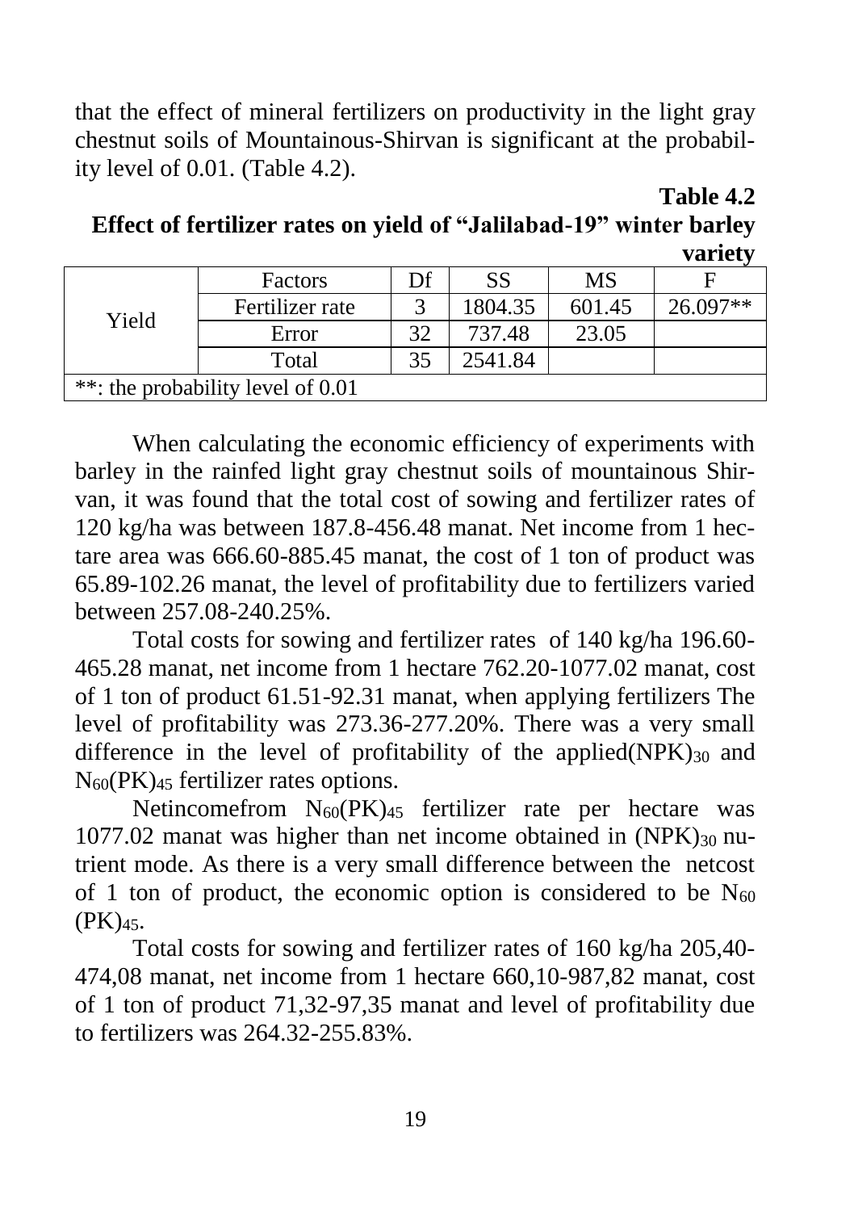that the effect of mineral fertilizers on productivity in the light gray chestnut soils of Mountainous-Shirvan is significant at the probability level of 0.01. (Table 4.2).

**Table 4.2**

**Effect of fertilizer rates on yield of "Jalilabad-19" winter barley variety**

| | Factors | Df | SS | MS | F |
|---|---|---|---|---|---|
| Yield | Fertilizer rate | 3 | 1804.35 | 601.45 | 26.097** |
| | Error | 32 | 737.48 | 23.05 | |
| | Total | 35 | 2541.84 | | |
| **: the probability level of 0.01 | | | | | |

When calculating the economic efficiency of experiments with barley in the rainfed light gray chestnut soils of mountainous Shirvan, it was found that the total cost of sowing and fertilizer rates of 120 kg/ha was between 187.8-456.48 manat. Net income from 1 hectare area was 666.60-885.45 manat, the cost of 1 ton of product was 65.89-102.26 manat, the level of profitability due to fertilizers varied between 257.08-240.25%.

Total costs for sowing and fertilizer rates of 140 kg/ha 196.60-465.28 manat, net income from 1 hectare 762.20-1077.02 manat, cost of 1 ton of product 61.51-92.31 manat, when applying fertilizers The level of profitability was 273.36-277.20%. There was a very small difference in the level of profitability of the applied$(NPK)_{30}$ and $N_{60}(PK)_{45}$ fertilizer rates options.

Netincomefrom $N_{60}(PK)_{45}$ fertilizer rate per hectare was 1077.02 manat was higher than net income obtained in $(NPK)_{30}$ nutrient mode. As there is a very small difference between the netcost of 1 ton of product, the economic option is considered to be $N_{60}$ $(PK)_{45}$.

Total costs for sowing and fertilizer rates of 160 kg/ha 205,40-474,08 manat, net income from 1 hectare 660,10-987,82 manat, cost of 1 ton of product 71,32-97,35 manat and level of profitability due to fertilizers was 264.32-255.83%.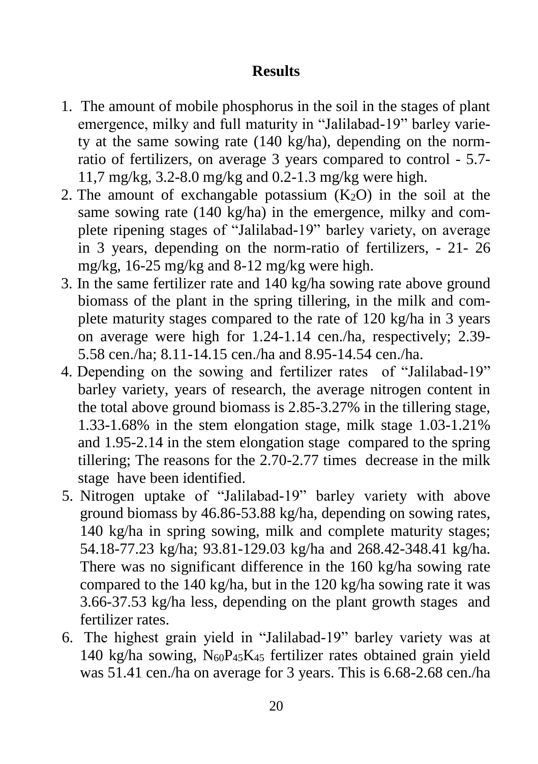## Results

1. The amount of mobile phosphorus in the soil in the stages of plant emergence, milky and full maturity in "Jalilabad-19" barley variety at the same sowing rate (140 kg/ha), depending on the norm-ratio of fertilizers, on average 3 years compared to control - 5.7-11,7 mg/kg, 3.2-8.0 mg/kg and 0.2-1.3 mg/kg were high.
2. The amount of exchangable potassium ($K_2O$) in the soil at the same sowing rate (140 kg/ha) in the emergence, milky and complete ripening stages of "Jalilabad-19" barley variety, on average in 3 years, depending on the norm-ratio of fertilizers, - 21- 26 mg/kg, 16-25 mg/kg and 8-12 mg/kg were high.
3. In the same fertilizer rate and 140 kg/ha sowing rate above ground biomass of the plant in the spring tillering, in the milk and complete maturity stages compared to the rate of 120 kg/ha in 3 years on average were high for 1.24-1.14 cen./ha, respectively; 2.39-5.58 cen./ha; 8.11-14.15 cen./ha and 8.95-14.54 cen./ha.
4. Depending on the sowing and fertilizer rates of "Jalilabad-19" barley variety, years of research, the average nitrogen content in the total above ground biomass is 2.85-3.27% in the tillering stage, 1.33-1.68% in the stem elongation stage, milk stage 1.03-1.21% and 1.95-2.14 in the stem elongation stage compared to the spring tillering; The reasons for the 2.70-2.77 times decrease in the milk stage have been identified.
5. Nitrogen uptake of "Jalilabad-19" barley variety with above ground biomass by 46.86-53.88 kg/ha, depending on sowing rates, 140 kg/ha in spring sowing, milk and complete maturity stages; 54.18-77.23 kg/ha; 93.81-129.03 kg/ha and 268.42-348.41 kg/ha. There was no significant difference in the 160 kg/ha sowing rate compared to the 140 kg/ha, but in the 120 kg/ha sowing rate it was 3.66-37.53 kg/ha less, depending on the plant growth stages and fertilizer rates.
6. The highest grain yield in "Jalilabad-19" barley variety was at 140 kg/ha sowing, $N_{60}P_{45}K_{45}$ fertilizer rates obtained grain yield was 51.41 cen./ha on average for 3 years. This is 6.68-2.68 cen./ha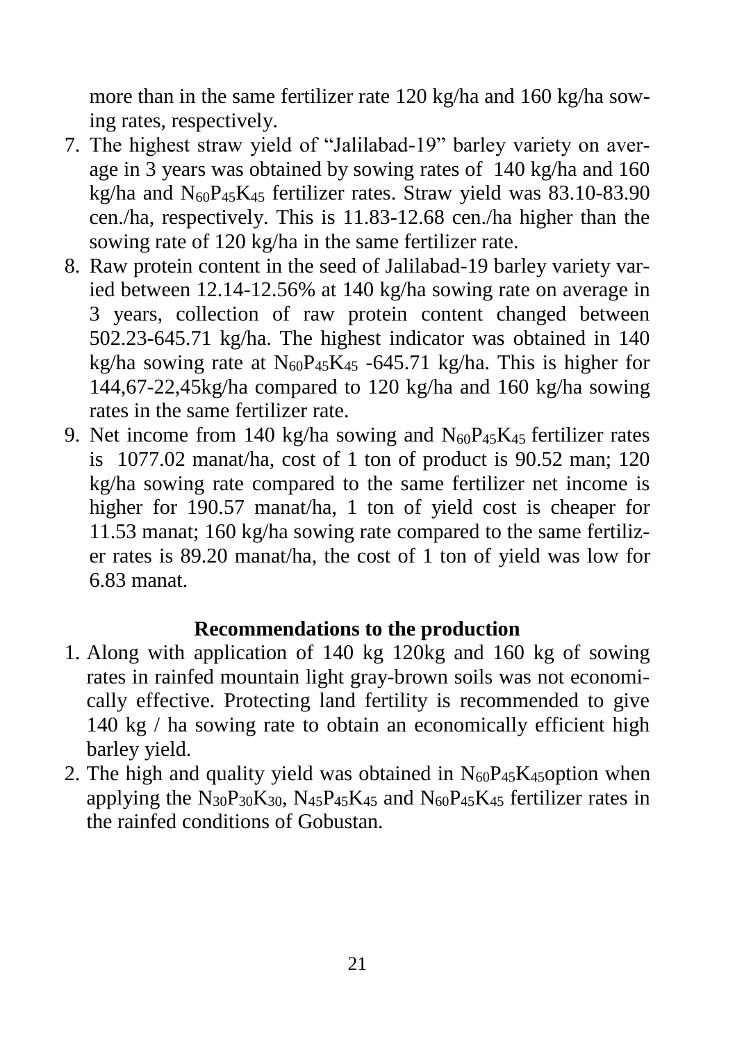more than in the same fertilizer rate 120 kg/ha and 160 kg/ha sowing rates, respectively.

7. The highest straw yield of "Jalilabad-19" barley variety on average in 3 years was obtained by sowing rates of 140 kg/ha and 160 kg/ha and $N_{60}P_{45}K_{45}$ fertilizer rates. Straw yield was 83.10-83.90 cen./ha, respectively. This is 11.83-12.68 cen./ha higher than the sowing rate of 120 kg/ha in the same fertilizer rate.
8. Raw protein content in the seed of Jalilabad-19 barley variety varied between 12.14-12.56% at 140 kg/ha sowing rate on average in 3 years, collection of raw protein content changed between 502.23-645.71 kg/ha. The highest indicator was obtained in 140 kg/ha sowing rate at $N_{60}P_{45}K_{45}$ -645.71 kg/ha. This is higher for 144,67-22,45kg/ha compared to 120 kg/ha and 160 kg/ha sowing rates in the same fertilizer rate.
9. Net income from 140 kg/ha sowing and $N_{60}P_{45}K_{45}$ fertilizer rates is 1077.02 manat/ha, cost of 1 ton of product is 90.52 man; 120 kg/ha sowing rate compared to the same fertilizer net income is higher for 190.57 manat/ha, 1 ton of yield cost is cheaper for 11.53 manat; 160 kg/ha sowing rate compared to the same fertilizer rates is 89.20 manat/ha, the cost of 1 ton of yield was low for 6.83 manat.

## Recommendations to the production

1. Along with application of 140 kg 120kg and 160 kg of sowing rates in rainfed mountain light gray-brown soils was not economically effective. Protecting land fertility is recommended to give 140 kg / ha sowing rate to obtain an economically efficient high barley yield.
2. The high and quality yield was obtained in $N_{60}P_{45}K_{45}$option when applying the $N_{30}P_{30}K_{30}$, $N_{45}P_{45}K_{45}$ and $N_{60}P_{45}K_{45}$ fertilizer rates in the rainfed conditions of Gobustan.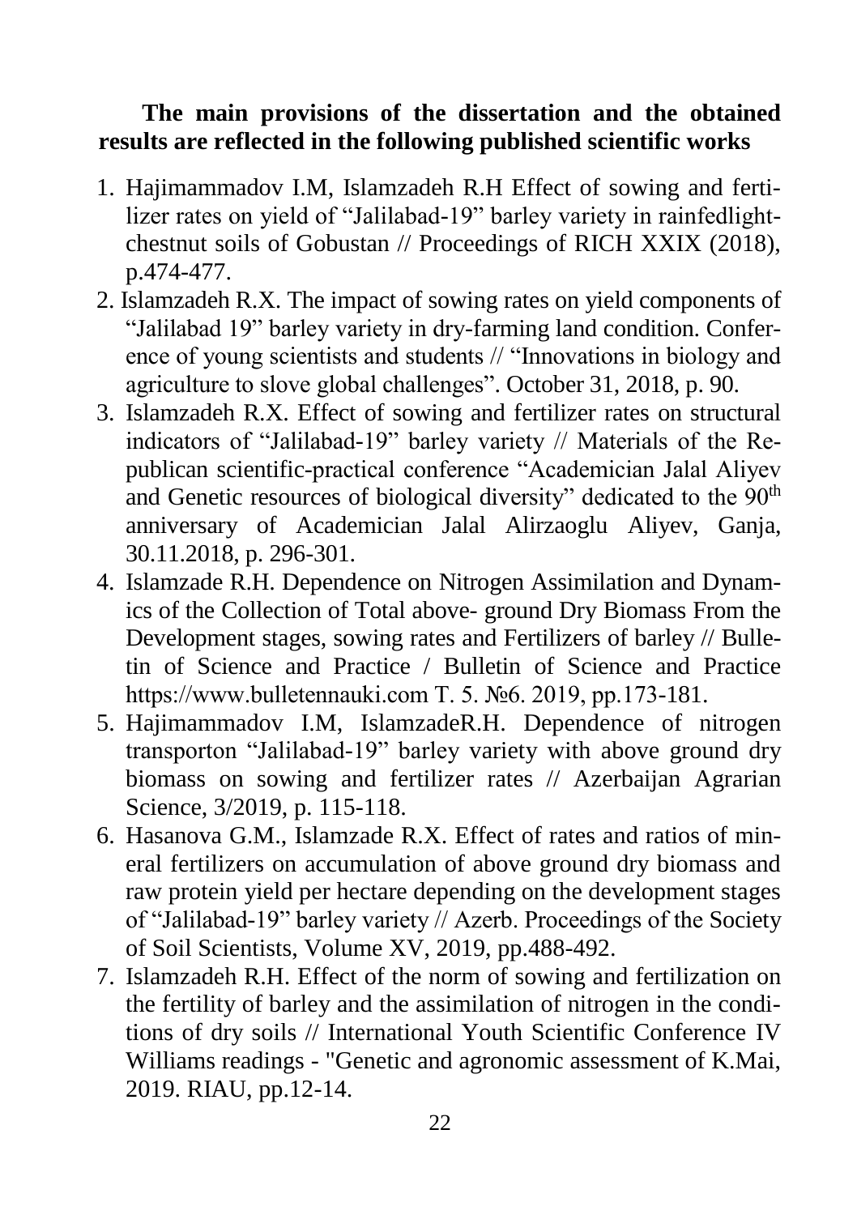**The main provisions of the dissertation and the obtained results are reflected in the following published scientific works**

1. Hajimammadov I.M, Islamzadeh R.H Effect of sowing and fertilizer rates on yield of "Jalilabad-19" barley variety in rainfedlight-chestnut soils of Gobustan // Proceedings of RICH XXIX (2018), p.474-477.
2. Islamzadeh R.X. The impact of sowing rates on yield components of "Jalilabad 19" barley variety in dry-farming land condition. Conference of young scientists and students // "Innovations in biology and agriculture to slove global challenges". October 31, 2018, p. 90.
3. Islamzadeh R.X. Effect of sowing and fertilizer rates on structural indicators of "Jalilabad-19" barley variety // Materials of the Republican scientific-practical conference "Academician Jalal Aliyev and Genetic resources of biological diversity" dedicated to the 90th anniversary of Academician Jalal Alirzaoglu Aliyev, Ganja, 30.11.2018, p. 296-301.
4. Islamzade R.H. Dependence on Nitrogen Assimilation and Dynamics of the Collection of Total above- ground Dry Biomass From the Development stages, sowing rates and Fertilizers of barley // Bulletin of Science and Practice / Bulletin of Science and Practice https://www.bulletennauki.com T. 5. №6. 2019, pp.173-181.
5. Hajimammadov I.M, IslamzadeR.H. Dependence of nitrogen transporton "Jalilabad-19" barley variety with above ground dry biomass on sowing and fertilizer rates // Azerbaijan Agrarian Science, 3/2019, p. 115-118.
6. Hasanova G.M., Islamzade R.X. Effect of rates and ratios of mineral fertilizers on accumulation of above ground dry biomass and raw protein yield per hectare depending on the development stages of "Jalilabad-19" barley variety // Azerb. Proceedings of the Society of Soil Scientists, Volume XV, 2019, pp.488-492.
7. Islamzadeh R.H. Effect of the norm of sowing and fertilization on the fertility of barley and the assimilation of nitrogen in the conditions of dry soils // International Youth Scientific Conference IV Williams readings - "Genetic and agronomic assessment of K.Mai, 2019. RIAU, pp.12-14.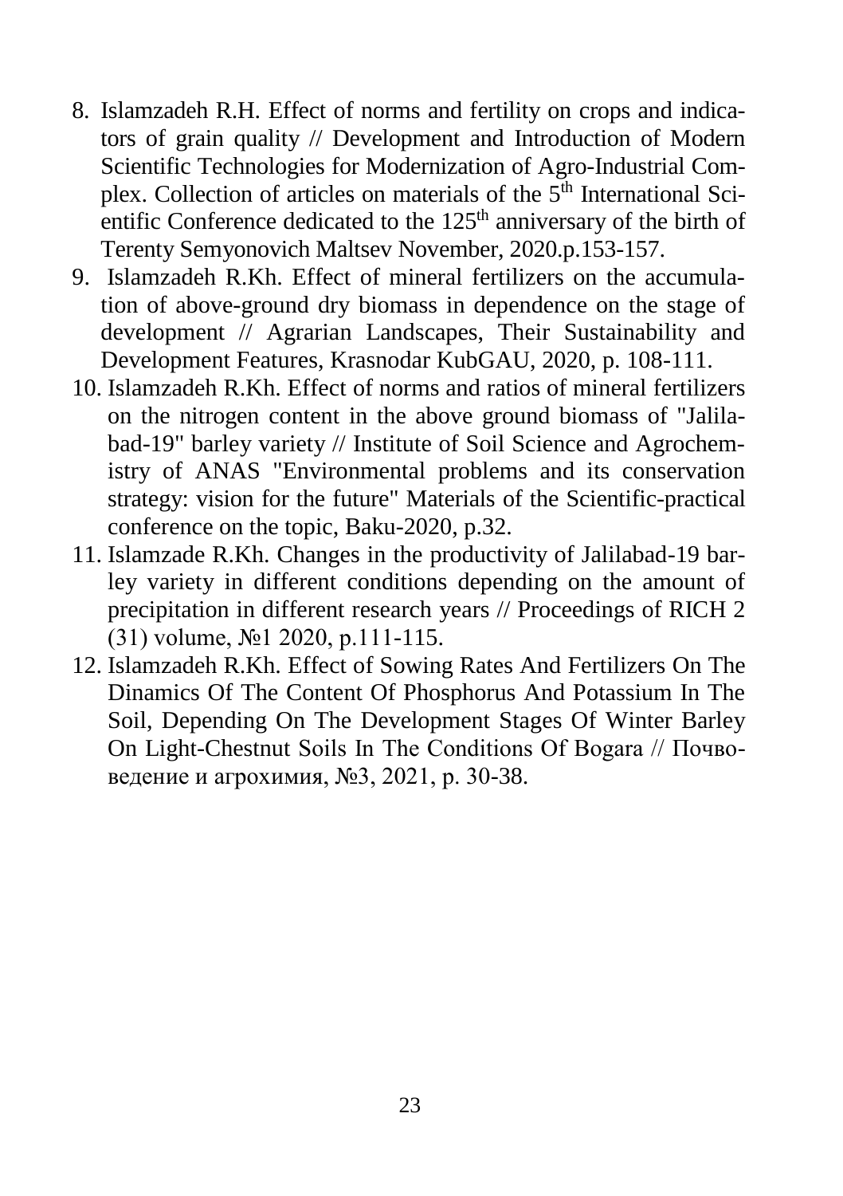8. Islamzadeh R.H. Effect of norms and fertility on crops and indicators of grain quality // Development and Introduction of Modern Scientific Technologies for Modernization of Agro-Industrial Complex. Collection of articles on materials of the 5th International Scientific Conference dedicated to the 125th anniversary of the birth of Terenty Semyonovich Maltsev November, 2020.p.153-157.
9. Islamzadeh R.Kh. Effect of mineral fertilizers on the accumulation of above-ground dry biomass in dependence on the stage of development // Agrarian Landscapes, Their Sustainability and Development Features, Krasnodar KubGAU, 2020, p. 108-111.
10. Islamzadeh R.Kh. Effect of norms and ratios of mineral fertilizers on the nitrogen content in the above ground biomass of "Jalilabad-19" barley variety // Institute of Soil Science and Agrochemistry of ANAS "Environmental problems and its conservation strategy: vision for the future" Materials of the Scientific-practical conference on the topic, Baku-2020, p.32.
11. Islamzade R.Kh. Changes in the productivity of Jalilabad-19 barley variety in different conditions depending on the amount of precipitation in different research years // Proceedings of RICH 2 (31) volume, №1 2020, p.111-115.
12. Islamzadeh R.Kh. Effect of Sowing Rates And Fertilizers On The Dinamics Of The Content Of Phosphorus And Potassium In The Soil, Depending On The Development Stages Of Winter Barley On Light-Chestnut Soils In The Conditions Of Bogara // Почвоведение и агрохимия, №3, 2021, p. 30-38.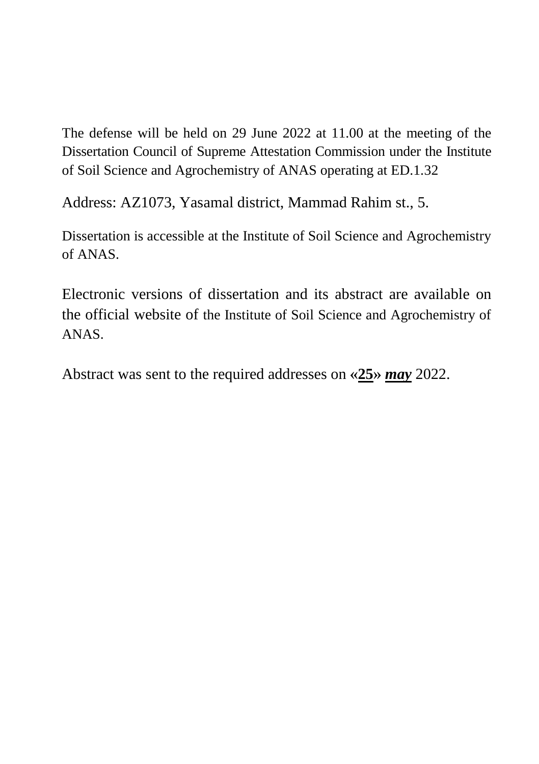The defense will be held on 29 June 2022 at 11.00 at the meeting of the Dissertation Council of Supreme Attestation Commission under the Institute of Soil Science and Agrochemistry of ANAS operating at ED.1.32

Address: AZ1073, Yasamal district, Mammad Rahim st., 5.

Dissertation is accessible at the Institute of Soil Science and Agrochemistry of ANAS.

Electronic versions of dissertation and its abstract are available on the official website of the Institute of Soil Science and Agrochemistry of ANAS.

Abstract was sent to the required addresses on **«25»** ***may*** 2022.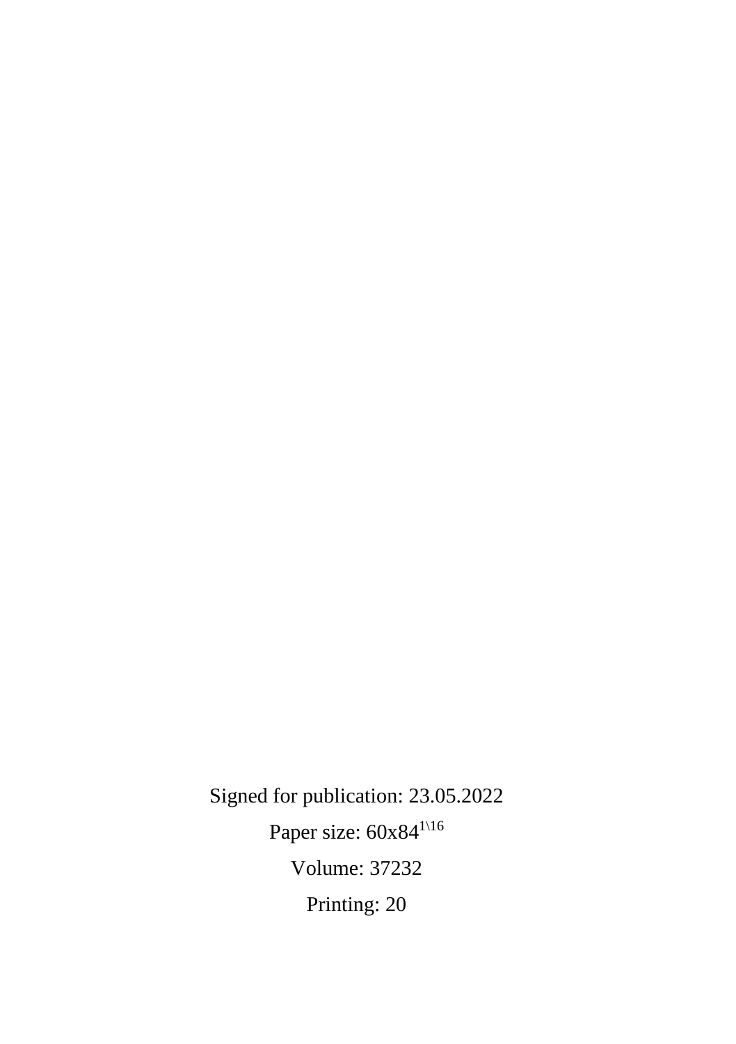Signed for publication: 23.05.2022

Paper size: $60x84^{1\backslash16}$

Volume: 37232

Printing: 20